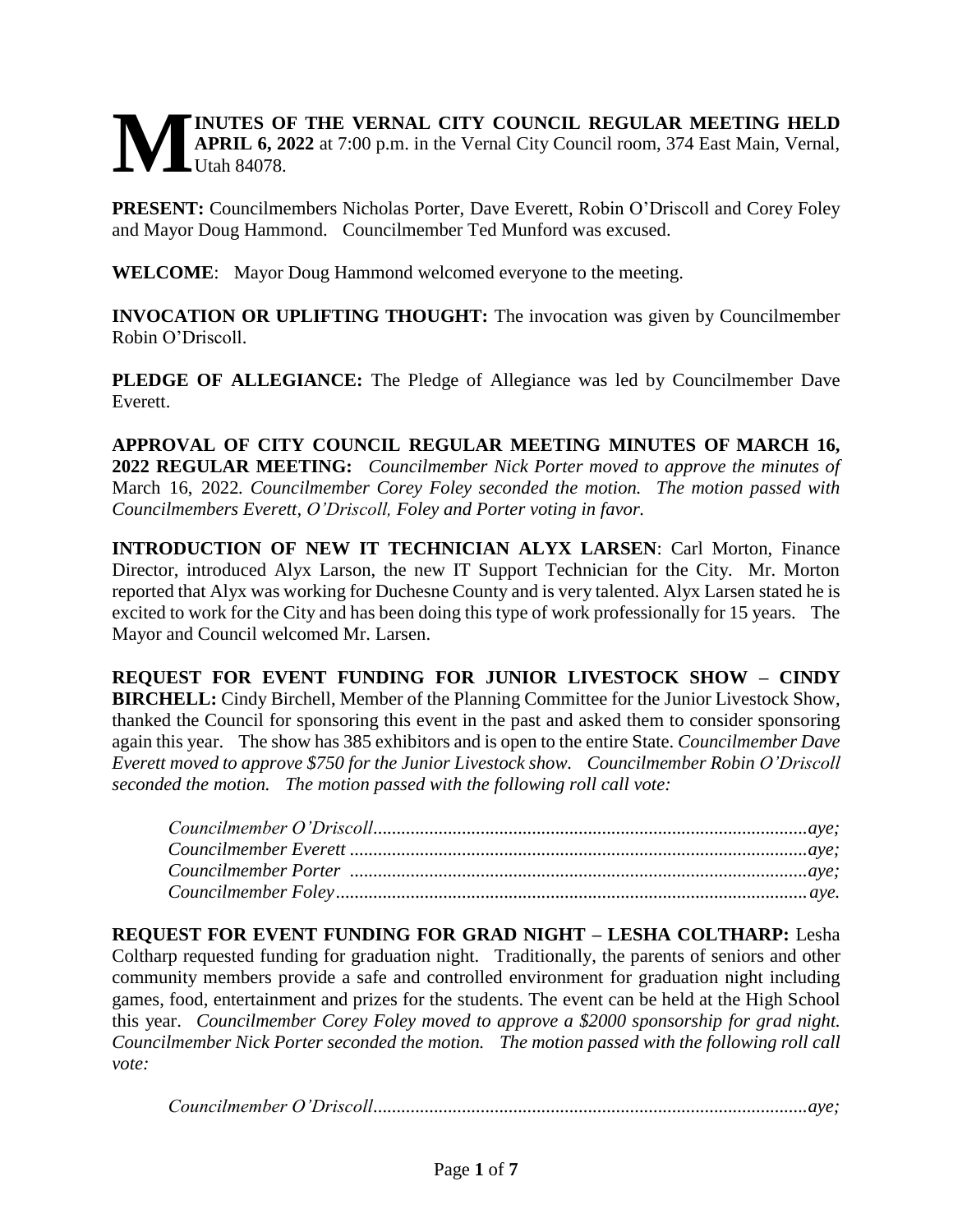# MINUTES OF THE VERNAL CITY COUNCIL REGULAR MEETING HELD APRIL 6, 2022 at 7:00 p.m. in the Vernal City Council room, 374 East Main, Vernal, Utah 84078.

**PRESENT:** Councilmembers Nicholas Porter, Dave Everett, Robin O'Driscoll and Corey Foley and Mayor Doug Hammond. Councilmember Ted Munford was excused.

**WELCOME**: Mayor Doug Hammond welcomed everyone to the meeting.

**INVOCATION OR UPLIFTING THOUGHT:** The invocation was given by Councilmember Robin O'Driscoll.

**PLEDGE OF ALLEGIANCE:** The Pledge of Allegiance was led by Councilmember Dave Everett.

**APPROVAL OF CITY COUNCIL REGULAR MEETING MINUTES OF MARCH 16, 2022 REGULAR MEETING:** *Councilmember Nick Porter moved to approve the minutes of* March 16, 2022*. Councilmember Corey Foley seconded the motion. The motion passed with Councilmembers Everett, O'Driscoll, Foley and Porter voting in favor.*

**INTRODUCTION OF NEW IT TECHNICIAN ALYX LARSEN**: Carl Morton, Finance Director, introduced Alyx Larson, the new IT Support Technician for the City. Mr. Morton reported that Alyx was working for Duchesne County and is very talented. Alyx Larsen stated he is excited to work for the City and has been doing this type of work professionally for 15 years. The Mayor and Council welcomed Mr. Larsen.

**REQUEST FOR EVENT FUNDING FOR JUNIOR LIVESTOCK SHOW – CINDY BIRCHELL:** Cindy Birchell, Member of the Planning Committee for the Junior Livestock Show, thanked the Council for sponsoring this event in the past and asked them to consider sponsoring again this year. The show has 385 exhibitors and is open to the entire State. *Councilmember Dave Everett moved to approve $750 for the Junior Livestock show. Councilmember Robin O'Driscoll seconded the motion. The motion passed with the following roll call vote:*

*Councilmember O'Driscoll.............................................................................................aye;*
*Councilmember Everett .................................................................................................aye;*
*Councilmember Porter ..................................................................................................aye;*
*Councilmember Foley.....................................................................................................aye.*

**REQUEST FOR EVENT FUNDING FOR GRAD NIGHT – LESHA COLTHARP:** Lesha Coltharp requested funding for graduation night. Traditionally, the parents of seniors and other community members provide a safe and controlled environment for graduation night including games, food, entertainment and prizes for the students. The event can be held at the High School this year. *Councilmember Corey Foley moved to approve a $2000 sponsorship for grad night. Councilmember Nick Porter seconded the motion. The motion passed with the following roll call vote:*

*Councilmember O'Driscoll.............................................................................................aye;*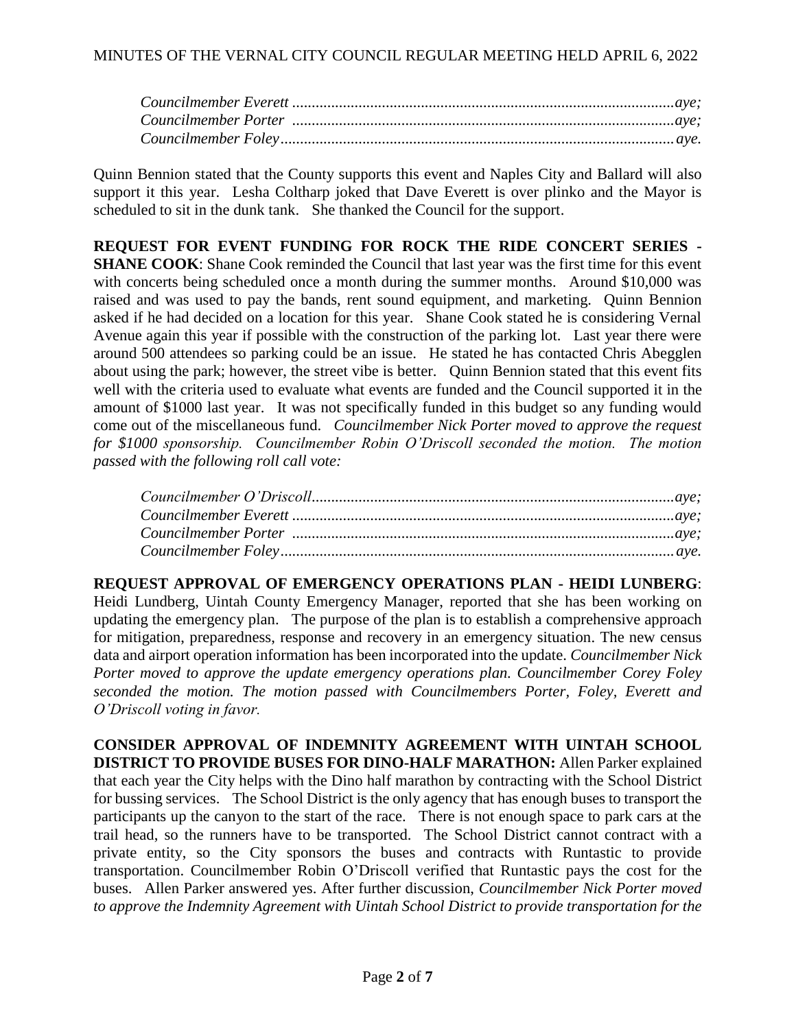*Councilmember Everett ..................................................................................................aye;*
*Councilmember Porter ..................................................................................................aye;*
*Councilmember Foley....................................................................................................aye.*

Quinn Bennion stated that the County supports this event and Naples City and Ballard will also support it this year. Lesha Coltharp joked that Dave Everett is over plinko and the Mayor is scheduled to sit in the dunk tank. She thanked the Council for the support.

**REQUEST FOR EVENT FUNDING FOR ROCK THE RIDE CONCERT SERIES - SHANE COOK**: Shane Cook reminded the Council that last year was the first time for this event with concerts being scheduled once a month during the summer months. Around $10,000 was raised and was used to pay the bands, rent sound equipment, and marketing. Quinn Bennion asked if he had decided on a location for this year. Shane Cook stated he is considering Vernal Avenue again this year if possible with the construction of the parking lot. Last year there were around 500 attendees so parking could be an issue. He stated he has contacted Chris Abegglen about using the park; however, the street vibe is better. Quinn Bennion stated that this event fits well with the criteria used to evaluate what events are funded and the Council supported it in the amount of $1000 last year. It was not specifically funded in this budget so any funding would come out of the miscellaneous fund. *Councilmember Nick Porter moved to approve the request for $1000 sponsorship. Councilmember Robin O'Driscoll seconded the motion. The motion passed with the following roll call vote:*

*Councilmember O'Driscoll............................................................................................aye;*
*Councilmember Everett ..................................................................................................aye;*
*Councilmember Porter ..................................................................................................aye;*
*Councilmember Foley....................................................................................................aye.*

**REQUEST APPROVAL OF EMERGENCY OPERATIONS PLAN - HEIDI LUNBERG**: Heidi Lundberg, Uintah County Emergency Manager, reported that she has been working on updating the emergency plan. The purpose of the plan is to establish a comprehensive approach for mitigation, preparedness, response and recovery in an emergency situation. The new census data and airport operation information has been incorporated into the update. *Councilmember Nick Porter moved to approve the update emergency operations plan. Councilmember Corey Foley seconded the motion. The motion passed with Councilmembers Porter, Foley, Everett and O'Driscoll voting in favor.*

**CONSIDER APPROVAL OF INDEMNITY AGREEMENT WITH UINTAH SCHOOL DISTRICT TO PROVIDE BUSES FOR DINO-HALF MARATHON:** Allen Parker explained that each year the City helps with the Dino half marathon by contracting with the School District for bussing services. The School District is the only agency that has enough buses to transport the participants up the canyon to the start of the race. There is not enough space to park cars at the trail head, so the runners have to be transported. The School District cannot contract with a private entity, so the City sponsors the buses and contracts with Runtastic to provide transportation. Councilmember Robin O'Driscoll verified that Runtastic pays the cost for the buses. Allen Parker answered yes. After further discussion, *Councilmember Nick Porter moved to approve the Indemnity Agreement with Uintah School District to provide transportation for the*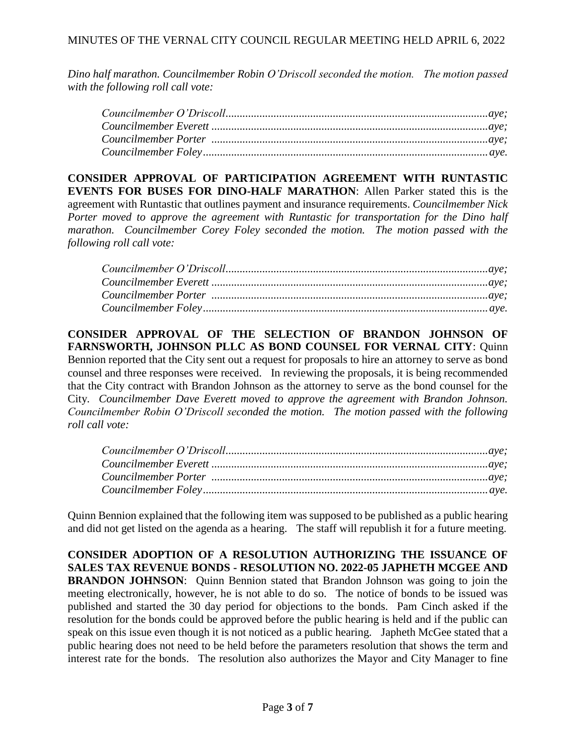*Dino half marathon. Councilmember Robin O'Driscoll seconded the motion. The motion passed with the following roll call vote:*

*Councilmember O'Driscoll.............................................................................................aye;*
*Councilmember Everett ..................................................................................................aye;*
*Councilmember Porter ..................................................................................................aye;*
*Councilmember Foley.....................................................................................................aye.*

**CONSIDER APPROVAL OF PARTICIPATION AGREEMENT WITH RUNTASTIC EVENTS FOR BUSES FOR DINO-HALF MARATHON**: Allen Parker stated this is the agreement with Runtastic that outlines payment and insurance requirements. *Councilmember Nick Porter moved to approve the agreement with Runtastic for transportation for the Dino half marathon. Councilmember Corey Foley seconded the motion. The motion passed with the following roll call vote:*

*Councilmember O'Driscoll.............................................................................................aye;*
*Councilmember Everett ..................................................................................................aye;*
*Councilmember Porter ..................................................................................................aye;*
*Councilmember Foley.....................................................................................................aye.*

**CONSIDER APPROVAL OF THE SELECTION OF BRANDON JOHNSON OF FARNSWORTH, JOHNSON PLLC AS BOND COUNSEL FOR VERNAL CITY**: Quinn Bennion reported that the City sent out a request for proposals to hire an attorney to serve as bond counsel and three responses were received. In reviewing the proposals, it is being recommended that the City contract with Brandon Johnson as the attorney to serve as the bond counsel for the City. *Councilmember Dave Everett moved to approve the agreement with Brandon Johnson. Councilmember Robin O'Driscoll seconded the motion. The motion passed with the following roll call vote:*

*Councilmember O'Driscoll.............................................................................................aye;*
*Councilmember Everett ..................................................................................................aye;*
*Councilmember Porter ..................................................................................................aye;*
*Councilmember Foley.....................................................................................................aye.*

Quinn Bennion explained that the following item was supposed to be published as a public hearing and did not get listed on the agenda as a hearing. The staff will republish it for a future meeting.

**CONSIDER ADOPTION OF A RESOLUTION AUTHORIZING THE ISSUANCE OF SALES TAX REVENUE BONDS - RESOLUTION NO. 2022-05 JAPHETH MCGEE AND BRANDON JOHNSON**: Quinn Bennion stated that Brandon Johnson was going to join the meeting electronically, however, he is not able to do so. The notice of bonds to be issued was published and started the 30 day period for objections to the bonds. Pam Cinch asked if the resolution for the bonds could be approved before the public hearing is held and if the public can speak on this issue even though it is not noticed as a public hearing. Japheth McGee stated that a public hearing does not need to be held before the parameters resolution that shows the term and interest rate for the bonds. The resolution also authorizes the Mayor and City Manager to fine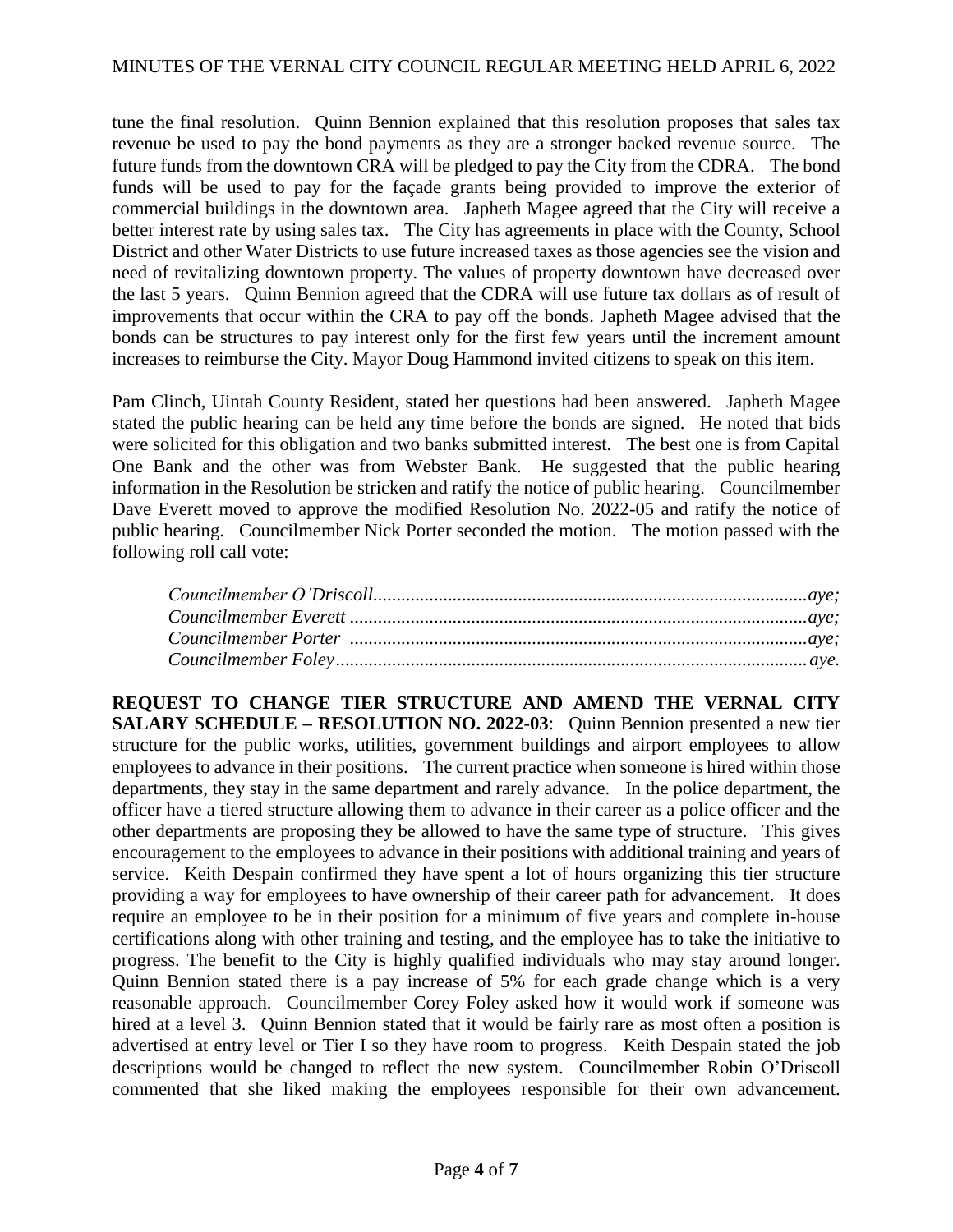tune the final resolution. Quinn Bennion explained that this resolution proposes that sales tax revenue be used to pay the bond payments as they are a stronger backed revenue source. The future funds from the downtown CRA will be pledged to pay the City from the CDRA. The bond funds will be used to pay for the façade grants being provided to improve the exterior of commercial buildings in the downtown area. Japheth Magee agreed that the City will receive a better interest rate by using sales tax. The City has agreements in place with the County, School District and other Water Districts to use future increased taxes as those agencies see the vision and need of revitalizing downtown property. The values of property downtown have decreased over the last 5 years. Quinn Bennion agreed that the CDRA will use future tax dollars as of result of improvements that occur within the CRA to pay off the bonds. Japheth Magee advised that the bonds can be structures to pay interest only for the first few years until the increment amount increases to reimburse the City. Mayor Doug Hammond invited citizens to speak on this item.

Pam Clinch, Uintah County Resident, stated her questions had been answered. Japheth Magee stated the public hearing can be held any time before the bonds are signed. He noted that bids were solicited for this obligation and two banks submitted interest. The best one is from Capital One Bank and the other was from Webster Bank. He suggested that the public hearing information in the Resolution be stricken and ratify the notice of public hearing. Councilmember Dave Everett moved to approve the modified Resolution No. 2022-05 and ratify the notice of public hearing. Councilmember Nick Porter seconded the motion. The motion passed with the following roll call vote:

*Councilmember O'Driscoll..........................................aye;*
*Councilmember Everett ..............................................aye;*
*Councilmember Porter ...............................................aye;*
*Councilmember Foley..................................................aye.*

**REQUEST TO CHANGE TIER STRUCTURE AND AMEND THE VERNAL CITY SALARY SCHEDULE – RESOLUTION NO. 2022-03**: Quinn Bennion presented a new tier structure for the public works, utilities, government buildings and airport employees to allow employees to advance in their positions. The current practice when someone is hired within those departments, they stay in the same department and rarely advance. In the police department, the officer have a tiered structure allowing them to advance in their career as a police officer and the other departments are proposing they be allowed to have the same type of structure. This gives encouragement to the employees to advance in their positions with additional training and years of service. Keith Despain confirmed they have spent a lot of hours organizing this tier structure providing a way for employees to have ownership of their career path for advancement. It does require an employee to be in their position for a minimum of five years and complete in-house certifications along with other training and testing, and the employee has to take the initiative to progress. The benefit to the City is highly qualified individuals who may stay around longer. Quinn Bennion stated there is a pay increase of 5% for each grade change which is a very reasonable approach. Councilmember Corey Foley asked how it would work if someone was hired at a level 3. Quinn Bennion stated that it would be fairly rare as most often a position is advertised at entry level or Tier I so they have room to progress. Keith Despain stated the job descriptions would be changed to reflect the new system. Councilmember Robin O'Driscoll commented that she liked making the employees responsible for their own advancement.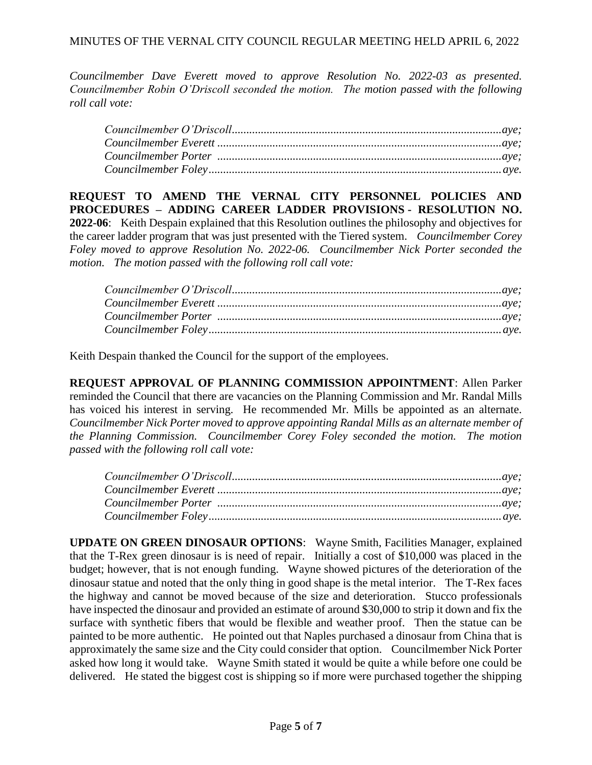*Councilmember Dave Everett moved to approve Resolution No. 2022-03 as presented. Councilmember Robin O'Driscoll seconded the motion. The motion passed with the following roll call vote:*

*Councilmember O'Driscoll.............................................................................................aye;*
*Councilmember Everett ..................................................................................................aye;*
*Councilmember Porter ..................................................................................................aye;*
*Councilmember Foley.....................................................................................................aye.*

**REQUEST TO AMEND THE VERNAL CITY PERSONNEL POLICIES AND PROCEDURES – ADDING CAREER LADDER PROVISIONS - RESOLUTION NO. 2022-06**: Keith Despain explained that this Resolution outlines the philosophy and objectives for the career ladder program that was just presented with the Tiered system. *Councilmember Corey Foley moved to approve Resolution No. 2022-06. Councilmember Nick Porter seconded the motion. The motion passed with the following roll call vote:*

*Councilmember O'Driscoll.............................................................................................aye;*
*Councilmember Everett ..................................................................................................aye;*
*Councilmember Porter ..................................................................................................aye;*
*Councilmember Foley.....................................................................................................aye.*

Keith Despain thanked the Council for the support of the employees.

**REQUEST APPROVAL OF PLANNING COMMISSION APPOINTMENT**: Allen Parker reminded the Council that there are vacancies on the Planning Commission and Mr. Randal Mills has voiced his interest in serving. He recommended Mr. Mills be appointed as an alternate. *Councilmember Nick Porter moved to approve appointing Randal Mills as an alternate member of the Planning Commission. Councilmember Corey Foley seconded the motion. The motion passed with the following roll call vote:*

*Councilmember O'Driscoll.............................................................................................aye;*
*Councilmember Everett ..................................................................................................aye;*
*Councilmember Porter ..................................................................................................aye;*
*Councilmember Foley.....................................................................................................aye.*

**UPDATE ON GREEN DINOSAUR OPTIONS**: Wayne Smith, Facilities Manager, explained that the T-Rex green dinosaur is is need of repair. Initially a cost of $10,000 was placed in the budget; however, that is not enough funding. Wayne showed pictures of the deterioration of the dinosaur statue and noted that the only thing in good shape is the metal interior. The T-Rex faces the highway and cannot be moved because of the size and deterioration. Stucco professionals have inspected the dinosaur and provided an estimate of around $30,000 to strip it down and fix the surface with synthetic fibers that would be flexible and weather proof. Then the statue can be painted to be more authentic. He pointed out that Naples purchased a dinosaur from China that is approximately the same size and the City could consider that option. Councilmember Nick Porter asked how long it would take. Wayne Smith stated it would be quite a while before one could be delivered. He stated the biggest cost is shipping so if more were purchased together the shipping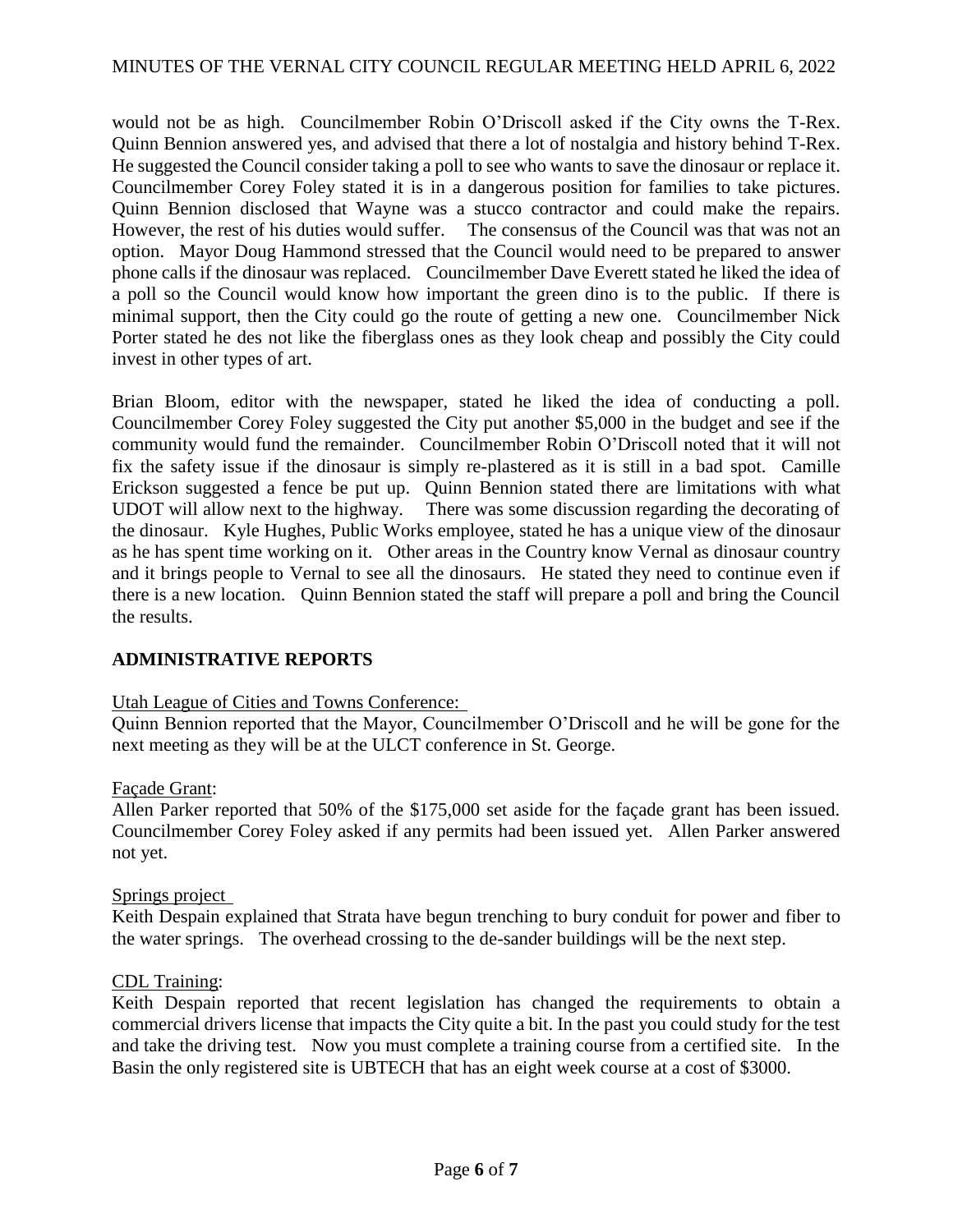would not be as high. Councilmember Robin O'Driscoll asked if the City owns the T-Rex. Quinn Bennion answered yes, and advised that there a lot of nostalgia and history behind T-Rex. He suggested the Council consider taking a poll to see who wants to save the dinosaur or replace it. Councilmember Corey Foley stated it is in a dangerous position for families to take pictures. Quinn Bennion disclosed that Wayne was a stucco contractor and could make the repairs. However, the rest of his duties would suffer. The consensus of the Council was that was not an option. Mayor Doug Hammond stressed that the Council would need to be prepared to answer phone calls if the dinosaur was replaced. Councilmember Dave Everett stated he liked the idea of a poll so the Council would know how important the green dino is to the public. If there is minimal support, then the City could go the route of getting a new one. Councilmember Nick Porter stated he des not like the fiberglass ones as they look cheap and possibly the City could invest in other types of art.

Brian Bloom, editor with the newspaper, stated he liked the idea of conducting a poll. Councilmember Corey Foley suggested the City put another $5,000 in the budget and see if the community would fund the remainder. Councilmember Robin O'Driscoll noted that it will not fix the safety issue if the dinosaur is simply re-plastered as it is still in a bad spot. Camille Erickson suggested a fence be put up. Quinn Bennion stated there are limitations with what UDOT will allow next to the highway. There was some discussion regarding the decorating of the dinosaur. Kyle Hughes, Public Works employee, stated he has a unique view of the dinosaur as he has spent time working on it. Other areas in the Country know Vernal as dinosaur country and it brings people to Vernal to see all the dinosaurs. He stated they need to continue even if there is a new location. Quinn Bennion stated the staff will prepare a poll and bring the Council the results.

## ADMINISTRATIVE REPORTS

<u>Utah League of Cities and Towns Conference:</u>
Quinn Bennion reported that the Mayor, Councilmember O'Driscoll and he will be gone for the next meeting as they will be at the ULCT conference in St. George.

<u>Façade Grant</u>:
Allen Parker reported that 50% of the $175,000 set aside for the façade grant has been issued. Councilmember Corey Foley asked if any permits had been issued yet. Allen Parker answered not yet.

<u>Springs project</u>
Keith Despain explained that Strata have begun trenching to bury conduit for power and fiber to the water springs. The overhead crossing to the de-sander buildings will be the next step.

<u>CDL Training</u>:
Keith Despain reported that recent legislation has changed the requirements to obtain a commercial drivers license that impacts the City quite a bit. In the past you could study for the test and take the driving test. Now you must complete a training course from a certified site. In the Basin the only registered site is UBTECH that has an eight week course at a cost of $3000.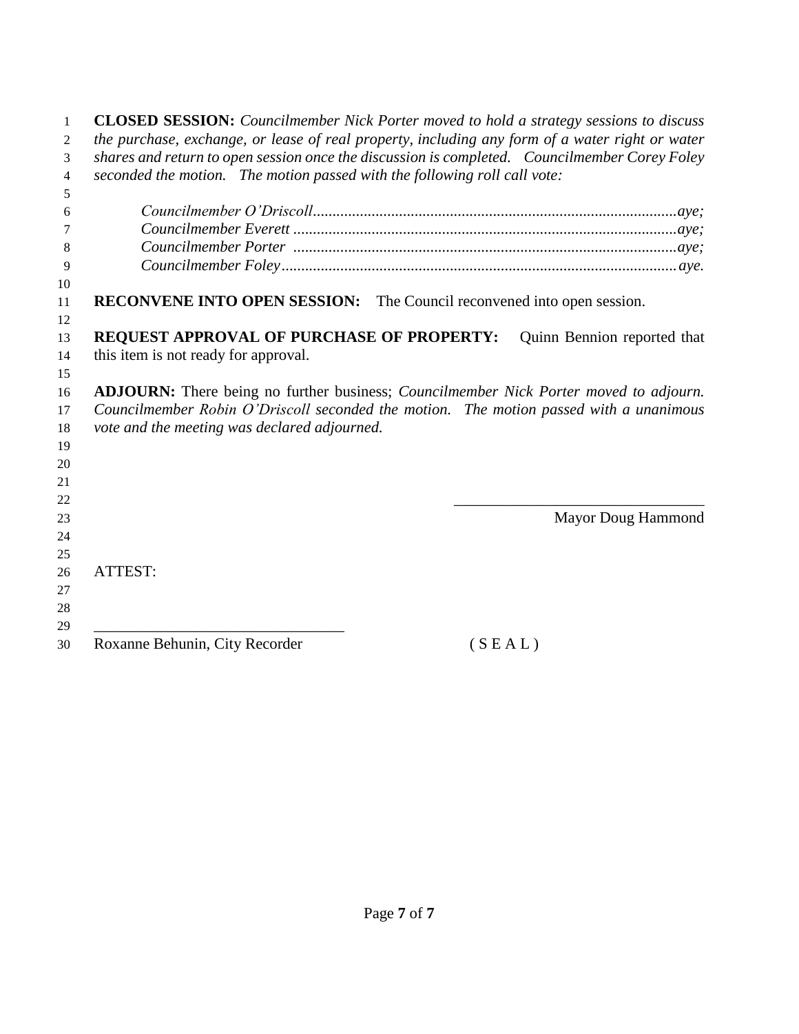**CLOSED SESSION:** *Councilmember Nick Porter moved to hold a strategy sessions to discuss the purchase, exchange, or lease of real property, including any form of a water right or water shares and return to open session once the discussion is completed. Councilmember Corey Foley seconded the motion. The motion passed with the following roll call vote:*

*Councilmember O'Driscoll.............................................................................................aye;*
*Councilmember Everett .................................................................................................aye;*
*Councilmember Porter ..................................................................................................aye;*
*Councilmember Foley.................................................................................................... aye.*

**RECONVENE INTO OPEN SESSION:** The Council reconvened into open session.

**REQUEST APPROVAL OF PURCHASE OF PROPERTY:** Quinn Bennion reported that this item is not ready for approval.

**ADJOURN:** There being no further business; *Councilmember Nick Porter moved to adjourn. Councilmember Robin O'Driscoll seconded the motion. The motion passed with a unanimous vote and the meeting was declared adjourned.*

\_\_\_\_\_\_\_\_\_\_\_\_\_\_\_\_\_\_\_\_\_\_\_\_\_\_\_\_\_\_\_\_
Mayor Doug Hammond

ATTEST:

\_\_\_\_\_\_\_\_\_\_\_\_\_\_\_\_\_\_\_\_\_\_\_\_\_\_\_\_\_\_\_\_
Roxanne Behunin, City Recorder ( S E A L )